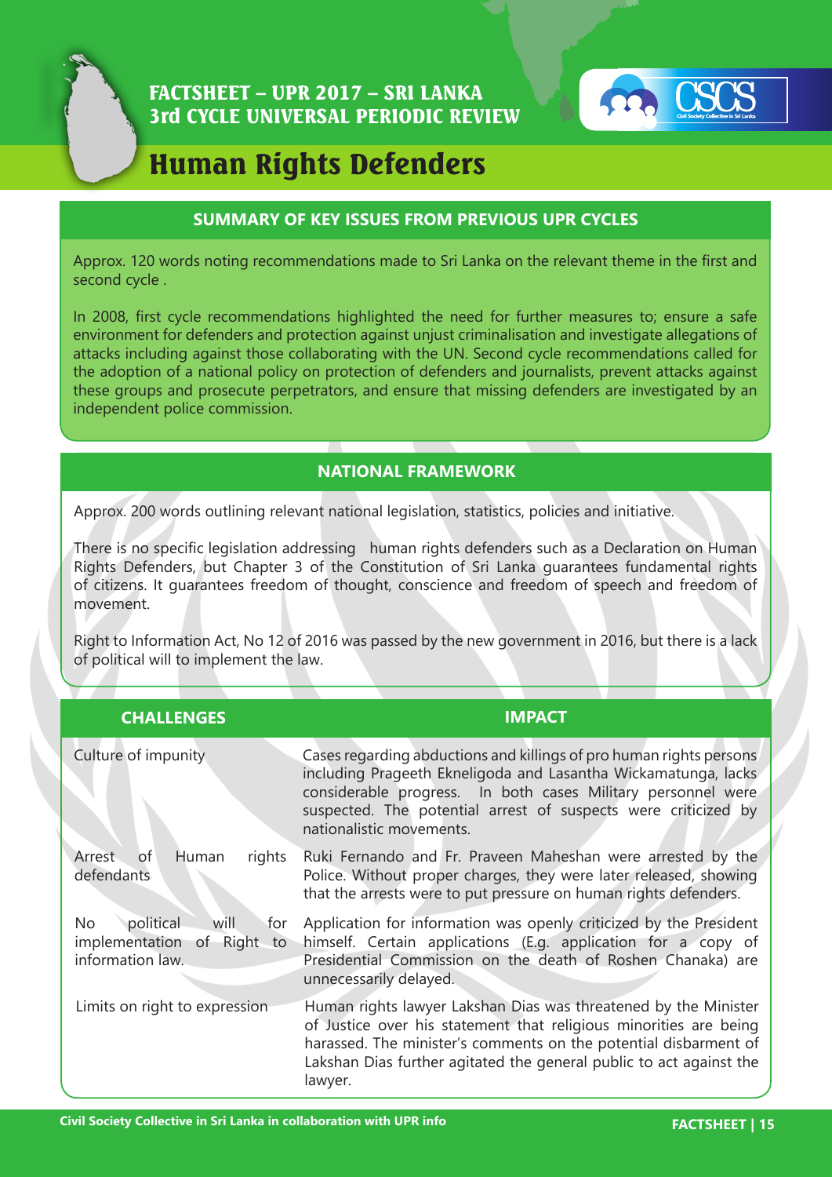# FACTSHEET – UPR 2017 – SRI LANKA
# 3rd CYCLE UNIVERSAL PERIODIC REVIEW

# Human Rights Defenders

## SUMMARY OF KEY ISSUES FROM PREVIOUS UPR CYCLES

Approx. 120 words noting recommendations made to Sri Lanka on the relevant theme in the first and second cycle .

In 2008, first cycle recommendations highlighted the need for further measures to; ensure a safe environment for defenders and protection against unjust criminalisation and investigate allegations of attacks including against those collaborating with the UN. Second cycle recommendations called for the adoption of a national policy on protection of defenders and journalists, prevent attacks against these groups and prosecute perpetrators, and ensure that missing defenders are investigated by an independent police commission.

## NATIONAL FRAMEWORK

Approx. 200 words outlining relevant national legislation, statistics, policies and initiative.

There is no specific legislation addressing human rights defenders such as a Declaration on Human Rights Defenders, but Chapter 3 of the Constitution of Sri Lanka guarantees fundamental rights of citizens. It guarantees freedom of thought, conscience and freedom of speech and freedom of movement.

Right to Information Act, No 12 of 2016 was passed by the new government in 2016, but there is a lack of political will to implement the law.

| CHALLENGES | IMPACT |
|---|---|
| Culture of impunity | Cases regarding abductions and killings of pro human rights persons including Prageeth Ekneligoda and Lasantha Wickamatunga, lacks considerable progress. In both cases Military personnel were suspected. The potential arrest of suspects were criticized by nationalistic movements. |
| Arrest of Human rights defendants | Ruki Fernando and Fr. Praveen Maheshan were arrested by the Police. Without proper charges, they were later released, showing that the arrests were to put pressure on human rights defenders. |
| No political will for implementation of Right to information law. | Application for information was openly criticized by the President himself. Certain applications (E.g. application for a copy of Presidential Commission on the death of Roshen Chanaka) are unnecessarily delayed. |
| Limits on right to expression | Human rights lawyer Lakshan Dias was threatened by the Minister of Justice over his statement that religious minorities are being harassed. The minister's comments on the potential disbarment of Lakshan Dias further agitated the general public to act against the lawyer. |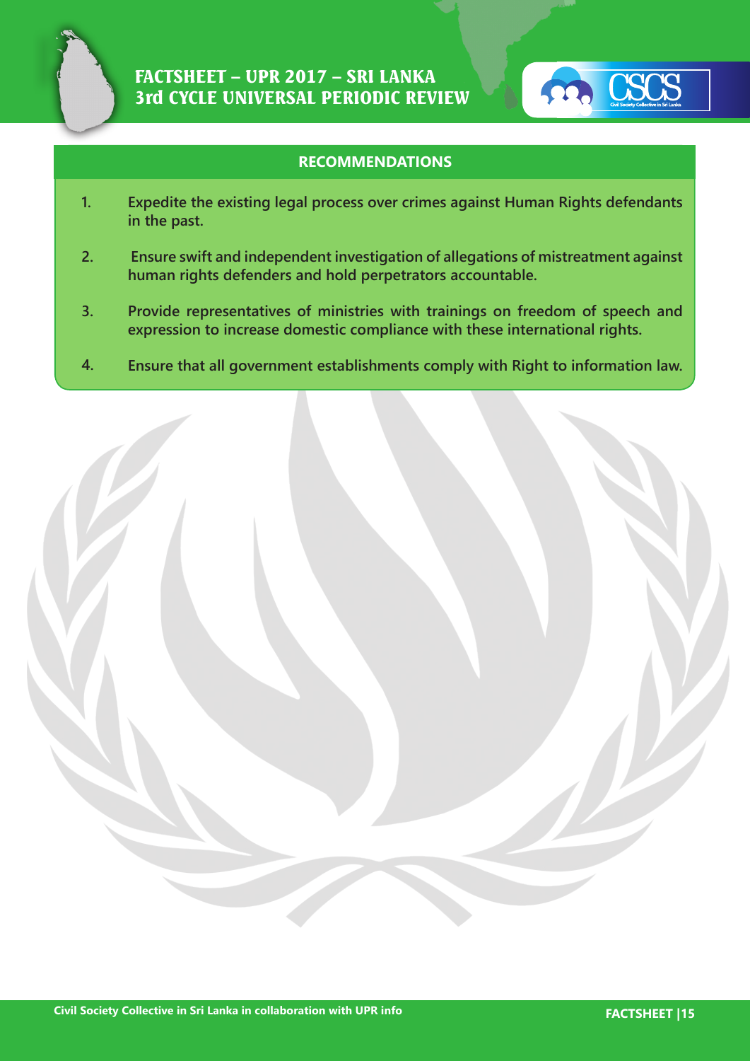## RECOMMENDATIONS

1. **Expedite the existing legal process over crimes against Human Rights defendants in the past.**
2. **Ensure swift and independent investigation of allegations of mistreatment against human rights defenders and hold perpetrators accountable.**
3. **Provide representatives of ministries with trainings on freedom of speech and expression to increase domestic compliance with these international rights.**
4. **Ensure that all government establishments comply with Right to information law.**